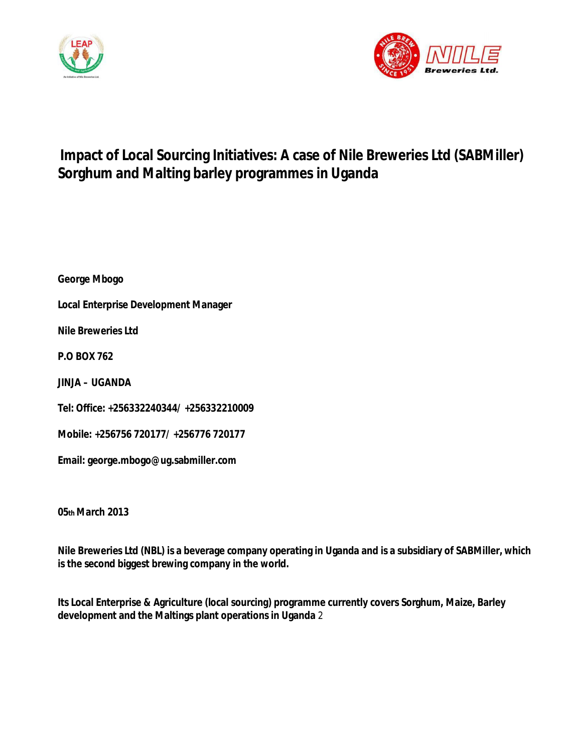# Impact of Local Sourcing Initiatives: A case of Nile Breweries Ltd (SABMiller) Sorghum and Malting barley programmes in Uganda

**George Mbogo**

**Local Enterprise Development Manager**

**Nile Breweries Ltd**

**P.O BOX 762**

**JINJA – UGANDA**

**Tel: Office: +256332240344/ +256332210009**

**Mobile: +256756 720177/ +256776 720177**

**Email: george.mbogo@ug.sabmiller.com**

**05th March 2013**

**Nile Breweries Ltd (NBL) is a beverage company operating in Uganda and is a subsidiary of SABMiller, which is the second biggest brewing company in the world.**

**Its Local Enterprise & Agriculture (local sourcing) programme currently covers Sorghum, Maize, Barley development and the Maltings plant operations in Uganda** 2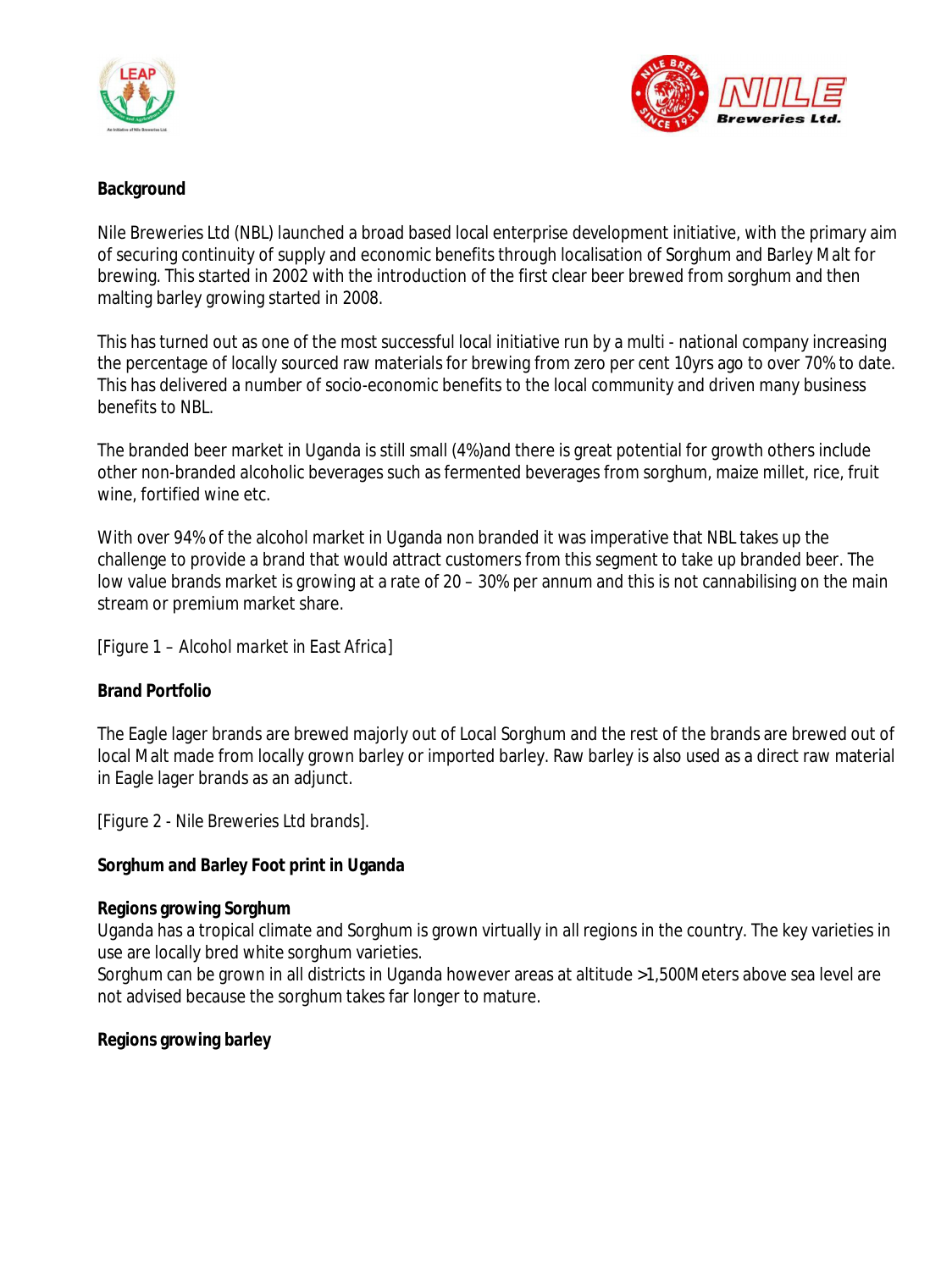**Background**

Nile Breweries Ltd (NBL) launched a broad based local enterprise development initiative, with the primary aim of securing continuity of supply and economic benefits through localisation of Sorghum and Barley Malt for brewing. This started in 2002 with the introduction of the first clear beer brewed from sorghum and then malting barley growing started in 2008.

This has turned out as one of the most successful local initiative run by a multi - national company increasing the percentage of locally sourced raw materials for brewing from zero per cent 10yrs ago to over 70% to date. This has delivered a number of socio-economic benefits to the local community and driven many business benefits to NBL.

The branded beer market in Uganda is still small (4%)and there is great potential for growth others include other non-branded alcoholic beverages such as fermented beverages from sorghum, maize millet, rice, fruit wine, fortified wine etc.

With over 94% of the alcohol market in Uganda non branded it was imperative that NBL takes up the challenge to provide a brand that would attract customers from this segment to take up branded beer. The low value brands market is growing at a rate of 20 – 30% per annum and this is not cannabilising on the main stream or premium market share.

[Figure 1 – *Alcohol market in East Africa*]

**Brand Portfolio**

The Eagle lager brands are brewed majorly out of Local Sorghum and the rest of the brands are brewed out of local Malt made from locally grown barley or imported barley. Raw barley is also used as a direct raw material in Eagle lager brands as an adjunct.

[Figure 2 - *Nile Breweries Ltd brands*].

**Sorghum and Barley Foot print in Uganda**

**Regions growing Sorghum**

Uganda has a tropical climate and Sorghum is grown virtually in all regions in the country. The key varieties in use are locally bred white sorghum varieties.

Sorghum can be grown in all districts in Uganda however areas at altitude >1,500Meters above sea level are not advised because the sorghum takes far longer to mature.

**Regions growing barley**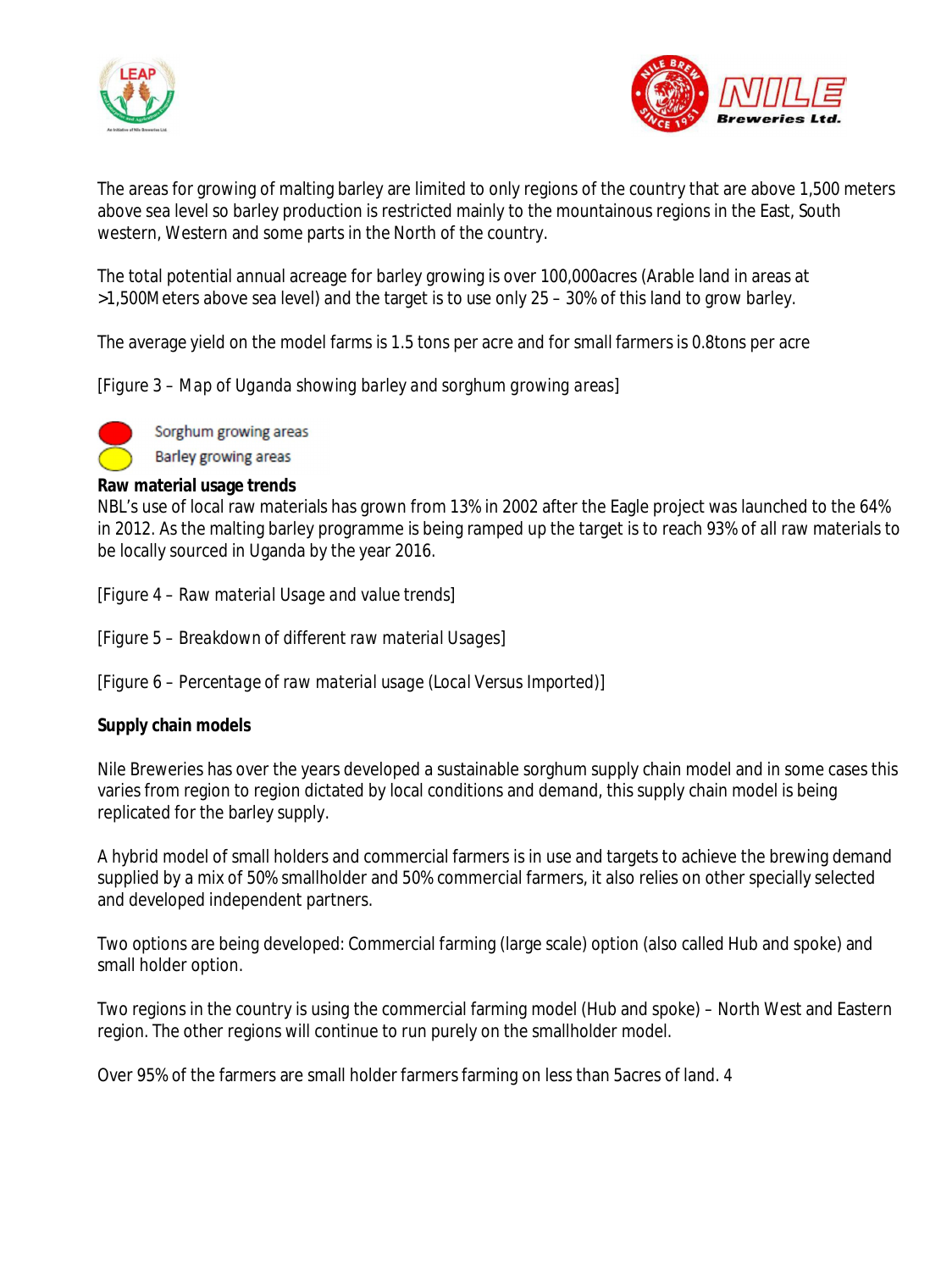The areas for growing of malting barley are limited to only regions of the country that are above 1,500 meters above sea level so barley production is restricted mainly to the mountainous regions in the East, South western, Western and some parts in the North of the country.

The total potential annual acreage for barley growing is over 100,000acres (Arable land in areas at >1,500Meters above sea level) and the target is to use only 25 – 30% of this land to grow barley.

The average yield on the model farms is 1.5 tons per acre and for small farmers is 0.8tons per acre

[Figure 3 – Map of Uganda showing barley and sorghum growing areas]

Sorghum growing areas

Barley growing areas

**Raw material usage trends**

NBL's use of local raw materials has grown from 13% in 2002 after the Eagle project was launched to the 64% in 2012. As the malting barley programme is being ramped up the target is to reach 93% of all raw materials to be locally sourced in Uganda by the year 2016.

[Figure 4 – Raw material Usage and value trends]

[Figure 5 – Breakdown of different raw material Usages]

[Figure 6 – Percentage of raw material usage (Local Versus Imported)]

**Supply chain models**

Nile Breweries has over the years developed a sustainable sorghum supply chain model and in some cases this varies from region to region dictated by local conditions and demand, this supply chain model is being replicated for the barley supply.

A hybrid model of small holders and commercial farmers is in use and targets to achieve the brewing demand supplied by a mix of 50% smallholder and 50% commercial farmers, it also relies on other specially selected and developed independent partners.

Two options are being developed: Commercial farming (large scale) option (also called Hub and spoke) and small holder option.

Two regions in the country is using the commercial farming model (Hub and spoke) – North West and Eastern region. The other regions will continue to run purely on the smallholder model.

Over 95% of the farmers are small holder farmers farming on less than 5acres of land. 4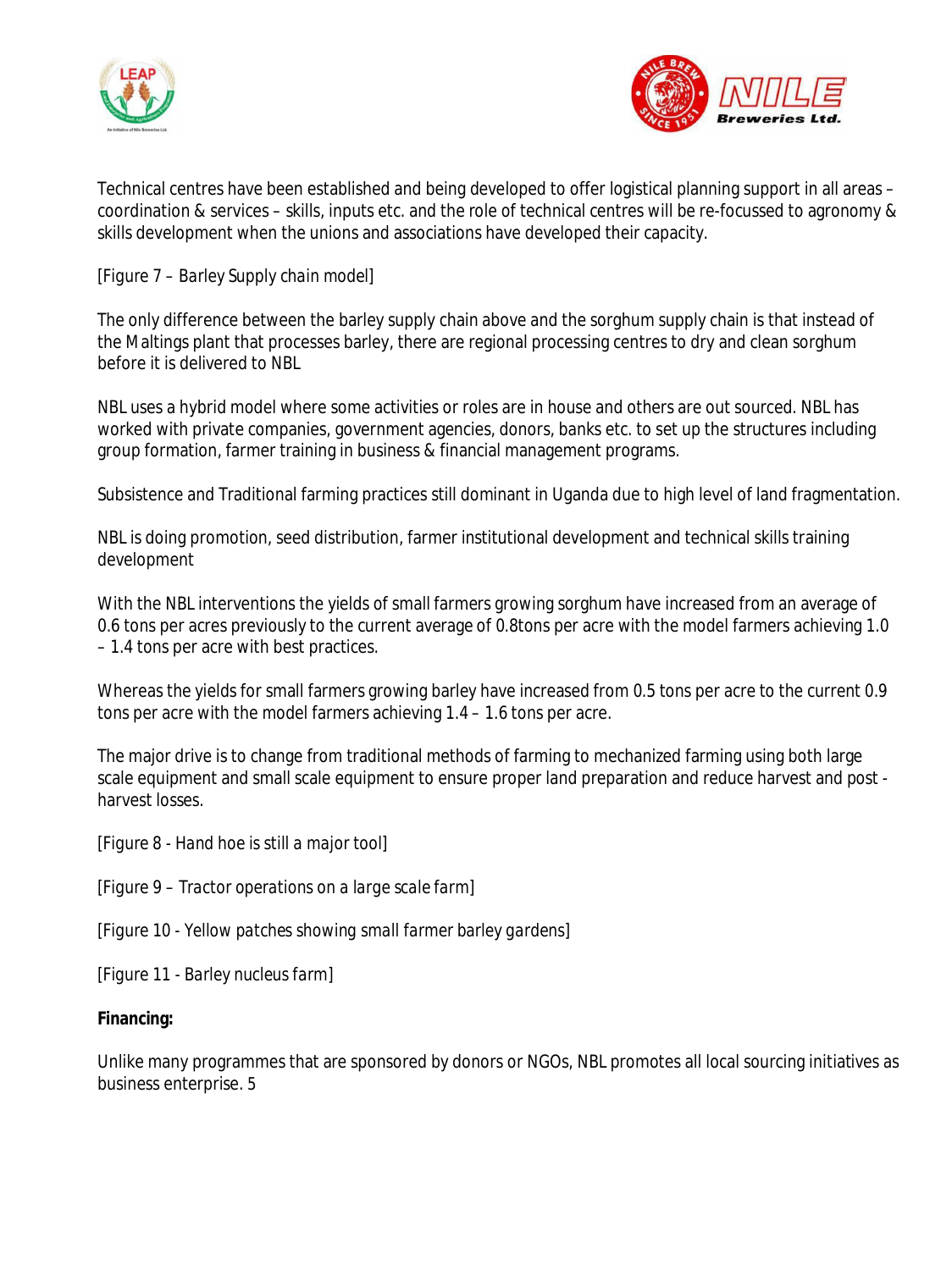Technical centres have been established and being developed to offer logistical planning support in all areas – coordination & services – skills, inputs etc. and the role of technical centres will be re-focussed to agronomy & skills development when the unions and associations have developed their capacity.

[Figure 7 – *Barley Supply chain model*]

The only difference between the barley supply chain above and the sorghum supply chain is that instead of the Maltings plant that processes barley, there are regional processing centres to dry and clean sorghum before it is delivered to NBL

NBL uses a hybrid model where some activities or roles are in house and others are out sourced. NBL has worked with private companies, government agencies, donors, banks etc. to set up the structures including group formation, farmer training in business & financial management programs.

Subsistence and Traditional farming practices still dominant in Uganda due to high level of land fragmentation.

NBL is doing promotion, seed distribution, farmer institutional development and technical skills training development

With the NBL interventions the yields of small farmers growing sorghum have increased from an average of 0.6 tons per acres previously to the current average of 0.8tons per acre with the model farmers achieving 1.0 – 1.4 tons per acre with best practices.

Whereas the yields for small farmers growing barley have increased from 0.5 tons per acre to the current 0.9 tons per acre with the model farmers achieving 1.4 – 1.6 tons per acre.

The major drive is to change from traditional methods of farming to mechanized farming using both large scale equipment and small scale equipment to ensure proper land preparation and reduce harvest and post - harvest losses.

[Figure 8 - *Hand hoe is still a major tool*]

[Figure 9 – *Tractor operations on a large scale farm*]

[Figure 10 - *Yellow patches showing small farmer barley gardens*]

[Figure 11 - *Barley nucleus farm*]

**Financing:**

Unlike many programmes that are sponsored by donors or NGOs, NBL promotes all local sourcing initiatives as business enterprise. 5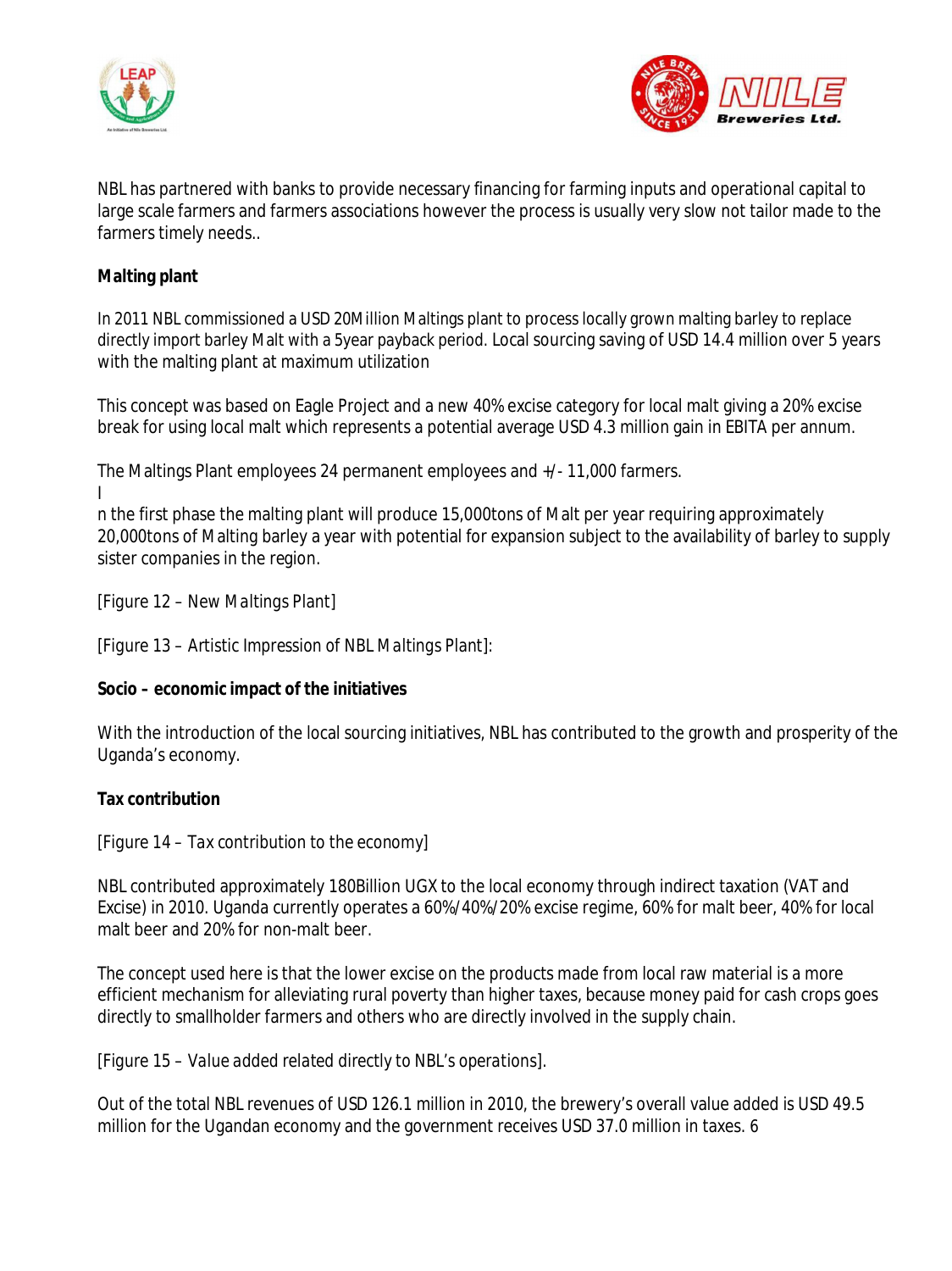NBL has partnered with banks to provide necessary financing for farming inputs and operational capital to large scale farmers and farmers associations however the process is usually very slow not tailor made to the farmers timely needs..

**Malting plant**

In 2011 NBL commissioned a USD 20Million Maltings plant to process locally grown malting barley to replace directly import barley Malt with a 5year payback period. Local sourcing saving of USD 14.4 million over 5 years with the malting plant at maximum utilization

This concept was based on Eagle Project and a new 40% excise category for local malt giving a 20% excise break for using local malt which represents a potential average USD 4.3 million gain in EBITA per annum.

The Maltings Plant employees 24 permanent employees and +/- 11,000 farmers.

I

n the first phase the malting plant will produce 15,000tons of Malt per year requiring approximately 20,000tons of Malting barley a year with potential for expansion subject to the availability of barley to supply sister companies in the region.

[Figure 12 – New Maltings Plant]

[Figure 13 – Artistic Impression of NBL Maltings Plant]:

**Socio – economic impact of the initiatives**

With the introduction of the local sourcing initiatives, NBL has contributed to the growth and prosperity of the Uganda's economy.

**Tax contribution**

[Figure 14 – Tax contribution to the economy]

NBL contributed approximately 180Billion UGX to the local economy through indirect taxation (VAT and Excise) in 2010. Uganda currently operates a 60%/40%/20% excise regime, 60% for malt beer, 40% for local malt beer and 20% for non-malt beer.

The concept used here is that the lower excise on the products made from local raw material is a more efficient mechanism for alleviating rural poverty than higher taxes, because money paid for cash crops goes directly to smallholder farmers and others who are directly involved in the supply chain.

[Figure 15 – Value added related directly to NBL's operations].

Out of the total NBL revenues of USD 126.1 million in 2010, the brewery's overall value added is USD 49.5 million for the Ugandan economy and the government receives USD 37.0 million in taxes. 6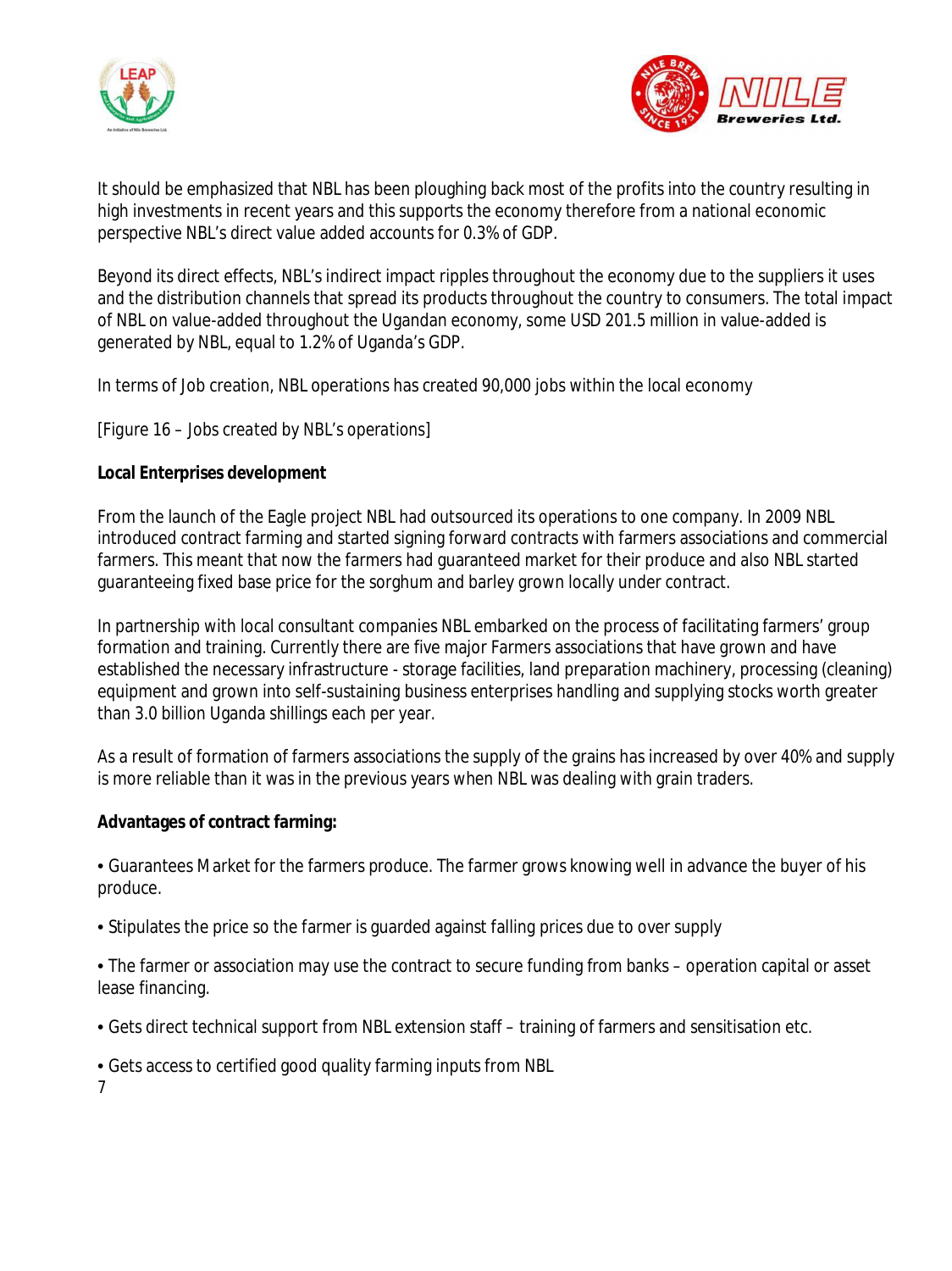It should be emphasized that NBL has been ploughing back most of the profits into the country resulting in high investments in recent years and this supports the economy therefore from a national economic perspective NBL's direct value added accounts for 0.3% of GDP.

Beyond its direct effects, NBL's indirect impact ripples throughout the economy due to the suppliers it uses and the distribution channels that spread its products throughout the country to consumers. The total impact of NBL on value-added throughout the Ugandan economy, some USD 201.5 million in value-added is generated by NBL, equal to 1.2% of Uganda's GDP.

In terms of Job creation, NBL operations has created 90,000 jobs within the local economy

[Figure 16 – *Jobs created by NBL's operations*]

**Local Enterprises development**

From the launch of the Eagle project NBL had outsourced its operations to one company. In 2009 NBL introduced contract farming and started signing forward contracts with farmers associations and commercial farmers. This meant that now the farmers had guaranteed market for their produce and also NBL started guaranteeing fixed base price for the sorghum and barley grown locally under contract.

In partnership with local consultant companies NBL embarked on the process of facilitating farmers' group formation and training. Currently there are five major Farmers associations that have grown and have established the necessary infrastructure - storage facilities, land preparation machinery, processing (cleaning) equipment and grown into self-sustaining business enterprises handling and supplying stocks worth greater than 3.0 billion Uganda shillings each per year.

As a result of formation of farmers associations the supply of the grains has increased by over 40% and supply is more reliable than it was in the previous years when NBL was dealing with grain traders.

**Advantages of contract farming:**

• Guarantees Market for the farmers produce. The farmer grows knowing well in advance the buyer of his produce.

• Stipulates the price so the farmer is guarded against falling prices due to over supply

• The farmer or association may use the contract to secure funding from banks – operation capital or asset lease financing.

• Gets direct technical support from NBL extension staff – training of farmers and sensitisation etc.

• Gets access to certified good quality farming inputs from NBL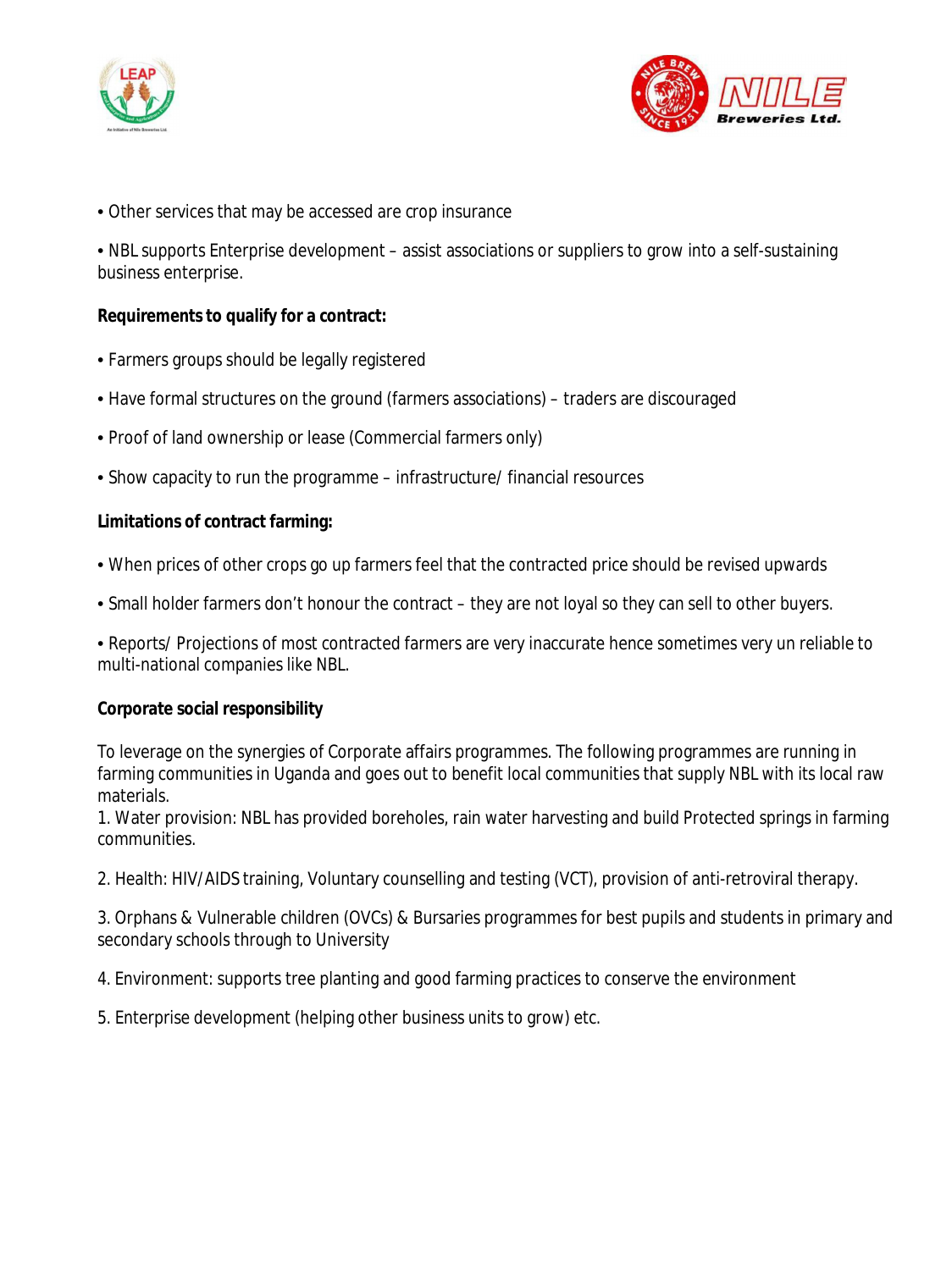• Other services that may be accessed are crop insurance

• NBL supports Enterprise development – assist associations or suppliers to grow into a self-sustaining business enterprise.

**Requirements to qualify for a contract:**

• Farmers groups should be legally registered

• Have formal structures on the ground (farmers associations) – traders are discouraged

• Proof of land ownership or lease (Commercial farmers only)

• Show capacity to run the programme – infrastructure/ financial resources

**Limitations of contract farming:**

• When prices of other crops go up farmers feel that the contracted price should be revised upwards

• Small holder farmers don't honour the contract – they are not loyal so they can sell to other buyers.

• Reports/ Projections of most contracted farmers are very inaccurate hence sometimes very un reliable to multi-national companies like NBL.

**Corporate social responsibility**

To leverage on the synergies of Corporate affairs programmes. The following programmes are running in farming communities in Uganda and goes out to benefit local communities that supply NBL with its local raw materials.

1. Water provision: NBL has provided boreholes, rain water harvesting and build Protected springs in farming communities.

2. Health: HIV/AIDS training, Voluntary counselling and testing (VCT), provision of anti-retroviral therapy.

3. Orphans & Vulnerable children (OVCs) & Bursaries programmes for best pupils and students in primary and secondary schools through to University

4. Environment: supports tree planting and good farming practices to conserve the environment

5. Enterprise development (helping other business units to grow) etc.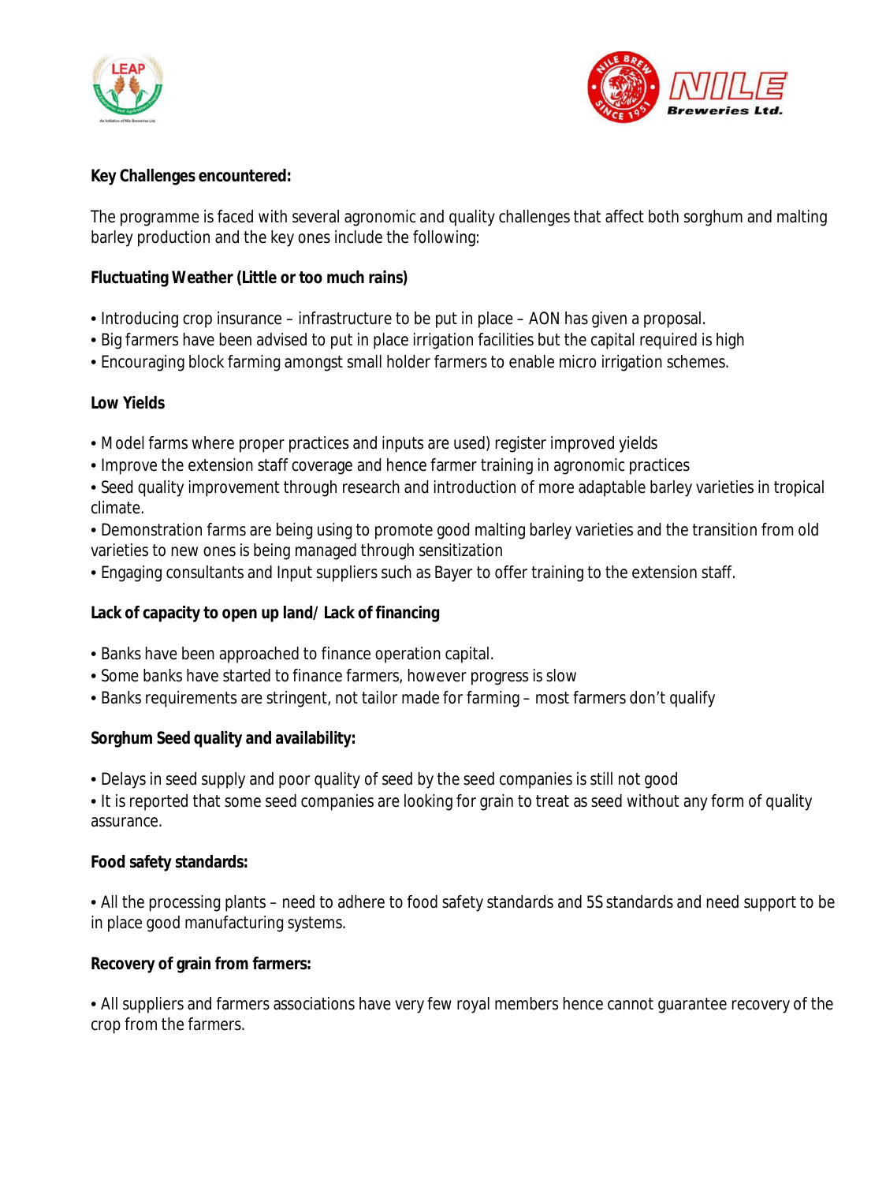**Key Challenges encountered:**

The programme is faced with several agronomic and quality challenges that affect both sorghum and malting barley production and the key ones include the following:

**Fluctuating Weather (Little or too much rains)**

- Introducing crop insurance – infrastructure to be put in place – AON has given a proposal.
- Big farmers have been advised to put in place irrigation facilities but the capital required is high
- Encouraging block farming amongst small holder farmers to enable micro irrigation schemes.

**Low Yields**

- Model farms where proper practices and inputs are used) register improved yields
- Improve the extension staff coverage and hence farmer training in agronomic practices
- Seed quality improvement through research and introduction of more adaptable barley varieties in tropical climate.
- Demonstration farms are being using to promote good malting barley varieties and the transition from old varieties to new ones is being managed through sensitization
- Engaging consultants and Input suppliers such as Bayer to offer training to the extension staff.

**Lack of capacity to open up land/ Lack of financing**

- Banks have been approached to finance operation capital.
- Some banks have started to finance farmers, however progress is slow
- Banks requirements are stringent, not tailor made for farming – most farmers don't qualify

**Sorghum Seed quality and availability:**

- Delays in seed supply and poor quality of seed by the seed companies is still not good
- It is reported that some seed companies are looking for grain to treat as seed without any form of quality assurance.

**Food safety standards:**

- All the processing plants – need to adhere to food safety standards and 5S standards and need support to be in place good manufacturing systems.

**Recovery of grain from farmers:**

- All suppliers and farmers associations have very few royal members hence cannot guarantee recovery of the crop from the farmers.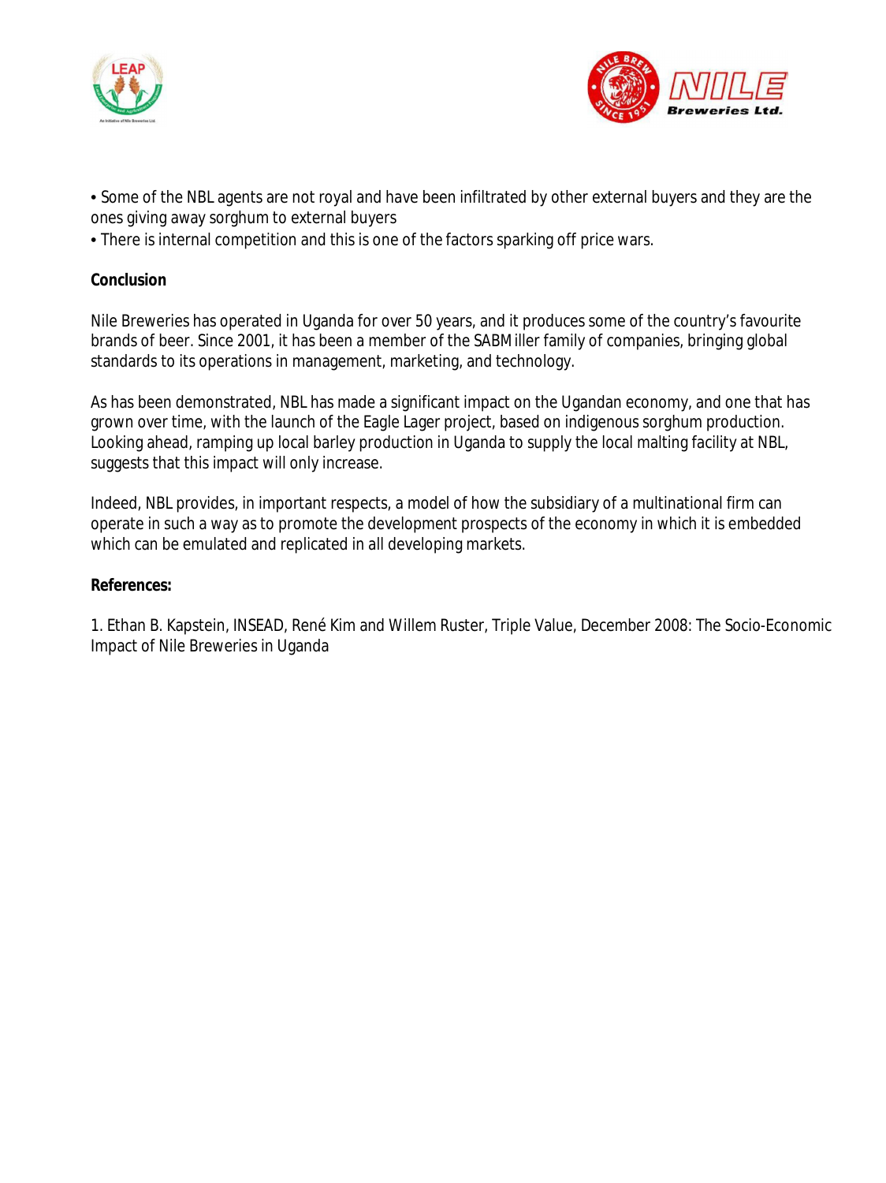• Some of the NBL agents are not royal and have been infiltrated by other external buyers and they are the ones giving away sorghum to external buyers
• There is internal competition and this is one of the factors sparking off price wars.

**Conclusion**

Nile Breweries has operated in Uganda for over 50 years, and it produces some of the country's favourite brands of beer. Since 2001, it has been a member of the SABMiller family of companies, bringing global standards to its operations in management, marketing, and technology.

As has been demonstrated, NBL has made a significant impact on the Ugandan economy, and one that has grown over time, with the launch of the Eagle Lager project, based on indigenous sorghum production. Looking ahead, ramping up local barley production in Uganda to supply the local malting facility at NBL, suggests that this impact will only increase.

Indeed, NBL provides, in important respects, a model of how the subsidiary of a multinational firm can operate in such a way as to promote the development prospects of the economy in which it is embedded which can be emulated and replicated in all developing markets.

**References:**

1. Ethan B. Kapstein, INSEAD, René Kim and Willem Ruster, Triple Value, December 2008: The Socio-Economic Impact of Nile Breweries in Uganda